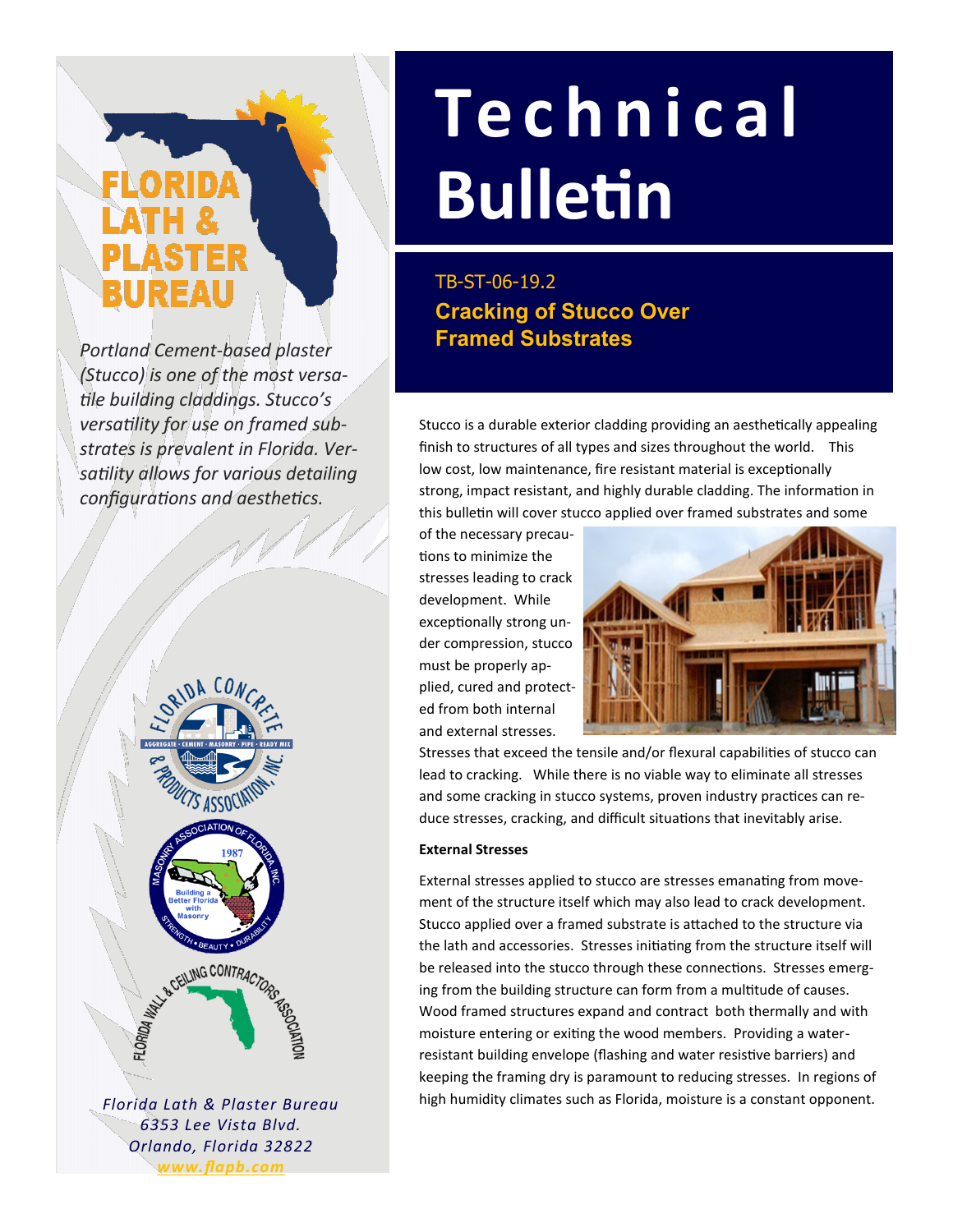# Technical Bulletin

TB-ST-06-19.2

## Cracking of Stucco Over Framed Substrates

*Portland Cement-based plaster (Stucco) is one of the most versatile building claddings. Stucco's versatility for use on framed substrates is prevalent in Florida. Versatility allows for various detailing configurations and aesthetics.*

Stucco is a durable exterior cladding providing an aesthetically appealing finish to structures of all types and sizes throughout the world. This low cost, low maintenance, fire resistant material is exceptionally strong, impact resistant, and highly durable cladding. The information in this bulletin will cover stucco applied over framed substrates and some of the necessary precautions to minimize the stresses leading to crack development. While exceptionally strong under compression, stucco must be properly applied, cured and protected from both internal and external stresses. Stresses that exceed the tensile and/or flexural capabilities of stucco can lead to cracking. While there is no viable way to eliminate all stresses and some cracking in stucco systems, proven industry practices can reduce stresses, cracking, and difficult situations that inevitably arise.

**External Stresses**

External stresses applied to stucco are stresses emanating from movement of the structure itself which may also lead to crack development. Stucco applied over a framed substrate is attached to the structure via the lath and accessories. Stresses initiating from the structure itself will be released into the stucco through these connections. Stresses emerging from the building structure can form from a multitude of causes. Wood framed structures expand and contract both thermally and with moisture entering or exiting the wood members. Providing a water-resistant building envelope (flashing and water resistive barriers) and keeping the framing dry is paramount to reducing stresses. In regions of high humidity climates such as Florida, moisture is a constant opponent.

*Florida Lath & Plaster Bureau*
*6353 Lee Vista Blvd.*
*Orlando, Florida 32822*
*www.flapb.com*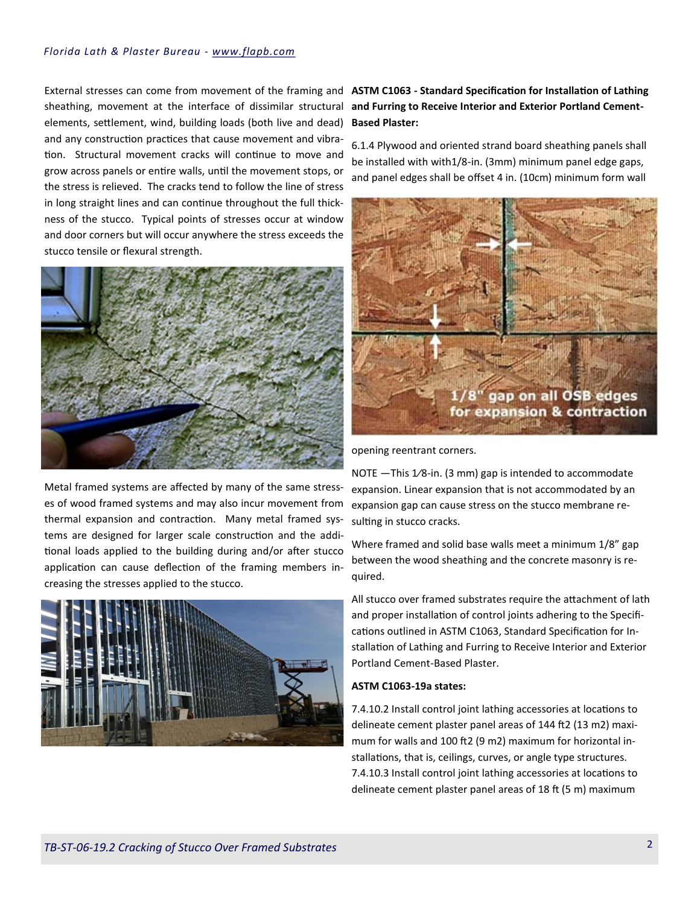External stresses can come from movement of the framing and sheathing, movement at the interface of dissimilar structural elements, settlement, wind, building loads (both live and dead) and any construction practices that cause movement and vibration. Structural movement cracks will continue to move and grow across panels or entire walls, until the movement stops, or the stress is relieved. The cracks tend to follow the line of stress in long straight lines and can continue throughout the full thickness of the stucco. Typical points of stresses occur at window and door corners but will occur anywhere the stress exceeds the stucco tensile or flexural strength.

Metal framed systems are affected by many of the same stresses of wood framed systems and may also incur movement from thermal expansion and contraction. Many metal framed systems are designed for larger scale construction and the additional loads applied to the building during and/or after stucco application can cause deflection of the framing members increasing the stresses applied to the stucco.

**ASTM C1063 - Standard Specification for Installation of Lathing and Furring to Receive Interior and Exterior Portland Cement-Based Plaster:**

6.1.4 Plywood and oriented strand board sheathing panels shall be installed with with1/8-in. (3mm) minimum panel edge gaps, and panel edges shall be offset 4 in. (10cm) minimum form wall opening reentrant corners.

NOTE —This 1⁄8-in. (3 mm) gap is intended to accommodate expansion. Linear expansion that is not accommodated by an expansion gap can cause stress on the stucco membrane resulting in stucco cracks.

Where framed and solid base walls meet a minimum 1/8" gap between the wood sheathing and the concrete masonry is required.

All stucco over framed substrates require the attachment of lath and proper installation of control joints adhering to the Specifications outlined in ASTM C1063, Standard Specification for Installation of Lathing and Furring to Receive Interior and Exterior Portland Cement-Based Plaster.

**ASTM C1063-19a states:**

7.4.10.2 Install control joint lathing accessories at locations to delineate cement plaster panel areas of 144 ft2 (13 m2) maximum for walls and 100 ft2 (9 m2) maximum for horizontal installations, that is, ceilings, curves, or angle type structures.
7.4.10.3 Install control joint lathing accessories at locations to delineate cement plaster panel areas of 18 ft (5 m) maximum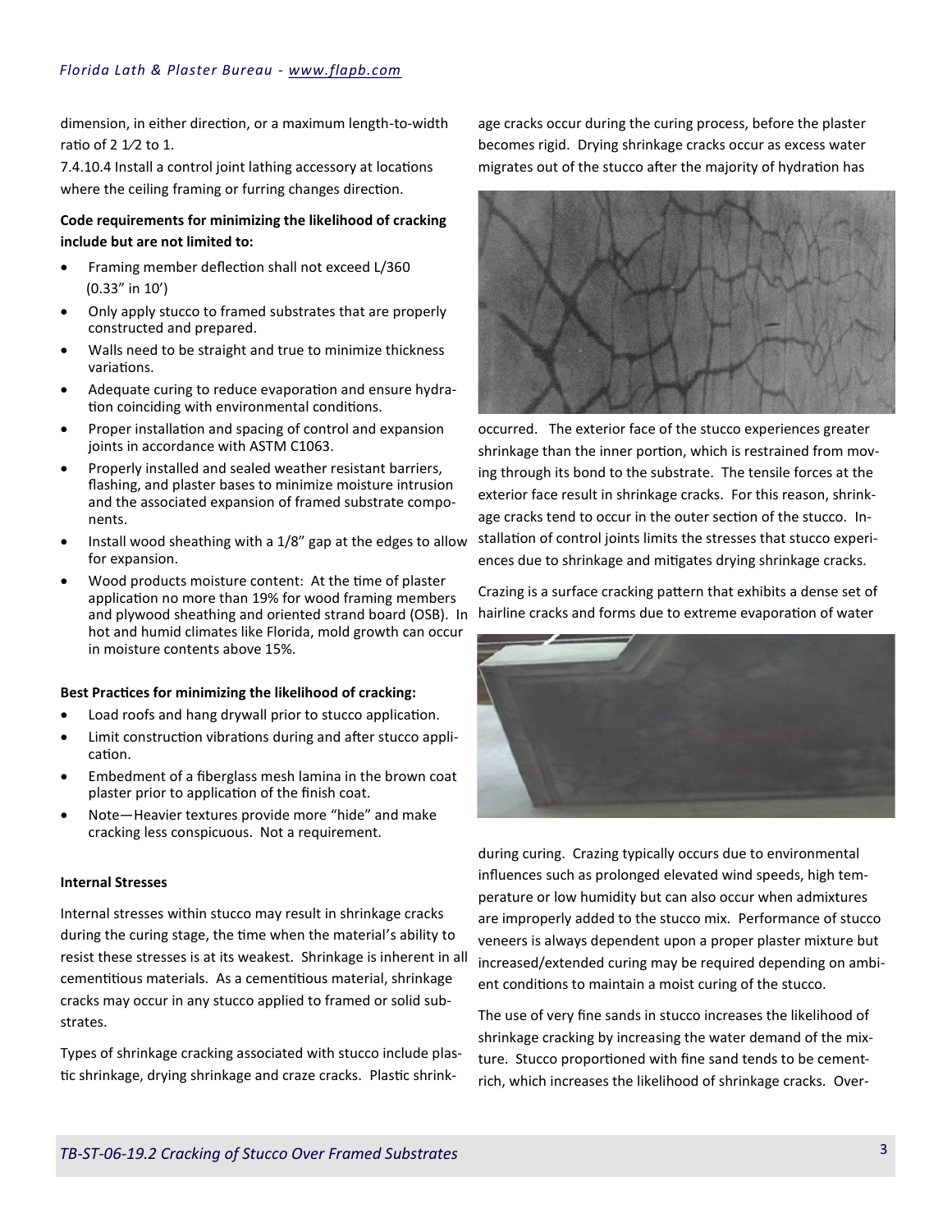dimension, in either direction, or a maximum length-to-width ratio of 2 1⁄2 to 1.

7.4.10.4 Install a control joint lathing accessory at locations where the ceiling framing or furring changes direction.

**Code requirements for minimizing the likelihood of cracking include but are not limited to:**

- Framing member deflection shall not exceed L/360 (0.33" in 10')
- Only apply stucco to framed substrates that are properly constructed and prepared.
- Walls need to be straight and true to minimize thickness variations.
- Adequate curing to reduce evaporation and ensure hydration coinciding with environmental conditions.
- Proper installation and spacing of control and expansion joints in accordance with ASTM C1063.
- Properly installed and sealed weather resistant barriers, flashing, and plaster bases to minimize moisture intrusion and the associated expansion of framed substrate components.
- Install wood sheathing with a 1/8" gap at the edges to allow for expansion.
- Wood products moisture content: At the time of plaster application no more than 19% for wood framing members and plywood sheathing and oriented strand board (OSB). In hot and humid climates like Florida, mold growth can occur in moisture contents above 15%.

**Best Practices for minimizing the likelihood of cracking:**

- Load roofs and hang drywall prior to stucco application.
- Limit construction vibrations during and after stucco application.
- Embedment of a fiberglass mesh lamina in the brown coat plaster prior to application of the finish coat.
- Note—Heavier textures provide more "hide" and make cracking less conspicuous. Not a requirement.

**Internal Stresses**

Internal stresses within stucco may result in shrinkage cracks during the curing stage, the time when the material's ability to resist these stresses is at its weakest. Shrinkage is inherent in all cementitious materials. As a cementitious material, shrinkage cracks may occur in any stucco applied to framed or solid substrates.

Types of shrinkage cracking associated with stucco include plastic shrinkage, drying shrinkage and craze cracks. Plastic shrinkage cracks occur during the curing process, before the plaster becomes rigid. Drying shrinkage cracks occur as excess water migrates out of the stucco after the majority of hydration has occurred. The exterior face of the stucco experiences greater shrinkage than the inner portion, which is restrained from moving through its bond to the substrate. The tensile forces at the exterior face result in shrinkage cracks. For this reason, shrinkage cracks tend to occur in the outer section of the stucco. Installation of control joints limits the stresses that stucco experiences due to shrinkage and mitigates drying shrinkage cracks.

Crazing is a surface cracking pattern that exhibits a dense set of hairline cracks and forms due to extreme evaporation of water during curing. Crazing typically occurs due to environmental influences such as prolonged elevated wind speeds, high temperature or low humidity but can also occur when admixtures are improperly added to the stucco mix. Performance of stucco veneers is always dependent upon a proper plaster mixture but increased/extended curing may be required depending on ambient conditions to maintain a moist curing of the stucco.

The use of very fine sands in stucco increases the likelihood of shrinkage cracking by increasing the water demand of the mixture. Stucco proportioned with fine sand tends to be cement-rich, which increases the likelihood of shrinkage cracks. Over-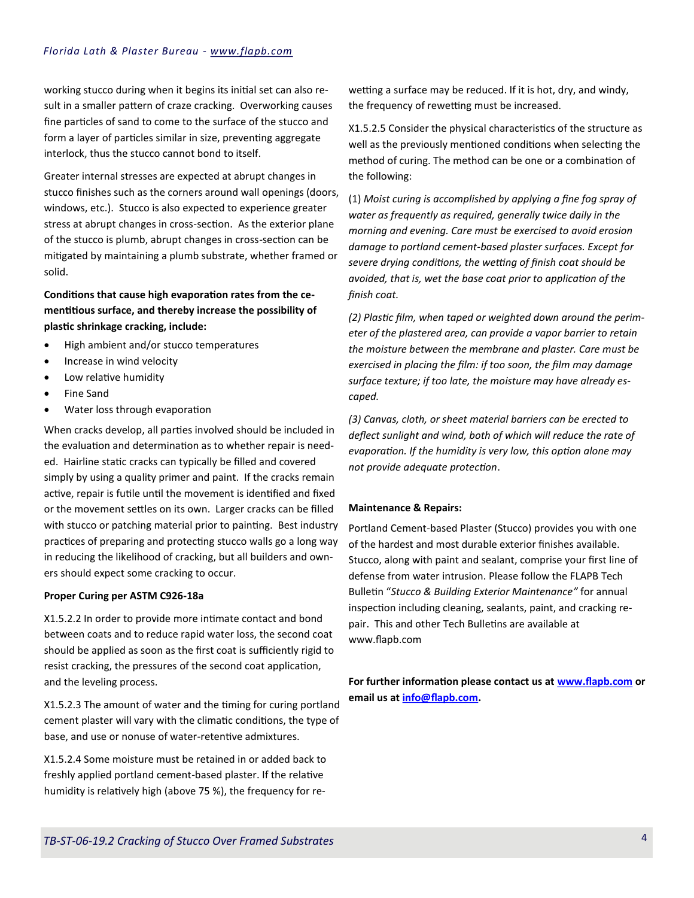working stucco during when it begins its initial set can also result in a smaller pattern of craze cracking. Overworking causes fine particles of sand to come to the surface of the stucco and form a layer of particles similar in size, preventing aggregate interlock, thus the stucco cannot bond to itself.

Greater internal stresses are expected at abrupt changes in stucco finishes such as the corners around wall openings (doors, windows, etc.). Stucco is also expected to experience greater stress at abrupt changes in cross-section. As the exterior plane of the stucco is plumb, abrupt changes in cross-section can be mitigated by maintaining a plumb substrate, whether framed or solid.

**Conditions that cause high evaporation rates from the cementitious surface, and thereby increase the possibility of plastic shrinkage cracking, include:**

- High ambient and/or stucco temperatures
- Increase in wind velocity
- Low relative humidity
- Fine Sand
- Water loss through evaporation

When cracks develop, all parties involved should be included in the evaluation and determination as to whether repair is needed. Hairline static cracks can typically be filled and covered simply by using a quality primer and paint. If the cracks remain active, repair is futile until the movement is identified and fixed or the movement settles on its own. Larger cracks can be filled with stucco or patching material prior to painting. Best industry practices of preparing and protecting stucco walls go a long way in reducing the likelihood of cracking, but all builders and owners should expect some cracking to occur.

**Proper Curing per ASTM C926-18a**

X1.5.2.2 In order to provide more intimate contact and bond between coats and to reduce rapid water loss, the second coat should be applied as soon as the first coat is sufficiently rigid to resist cracking, the pressures of the second coat application, and the leveling process.

X1.5.2.3 The amount of water and the timing for curing portland cement plaster will vary with the climatic conditions, the type of base, and use or nonuse of water-retentive admixtures.

X1.5.2.4 Some moisture must be retained in or added back to freshly applied portland cement-based plaster. If the relative humidity is relatively high (above 75 %), the frequency for rewetting a surface may be reduced. If it is hot, dry, and windy, the frequency of rewetting must be increased.

X1.5.2.5 Consider the physical characteristics of the structure as well as the previously mentioned conditions when selecting the method of curing. The method can be one or a combination of the following:

(1) *Moist curing is accomplished by applying a fine fog spray of water as frequently as required, generally twice daily in the morning and evening. Care must be exercised to avoid erosion damage to portland cement-based plaster surfaces. Except for severe drying conditions, the wetting of finish coat should be avoided, that is, wet the base coat prior to application of the finish coat.*

*(2) Plastic film, when taped or weighted down around the perimeter of the plastered area, can provide a vapor barrier to retain the moisture between the membrane and plaster. Care must be exercised in placing the film: if too soon, the film may damage surface texture; if too late, the moisture may have already escaped.*

*(3) Canvas, cloth, or sheet material barriers can be erected to deflect sunlight and wind, both of which will reduce the rate of evaporation. If the humidity is very low, this option alone may not provide adequate protection*.

**Maintenance & Repairs:**

Portland Cement-based Plaster (Stucco) provides you with one of the hardest and most durable exterior finishes available. Stucco, along with paint and sealant, comprise your first line of defense from water intrusion. Please follow the FLAPB Tech Bulletin "*Stucco & Building Exterior Maintenance"* for annual inspection including cleaning, sealants, paint, and cracking repair. This and other Tech Bulletins are available at www.flapb.com

**For further information please contact us at [www.flapb.com](http://www.flapb.com) or email us at [info@flapb.com](mailto:info@flapb.com).**